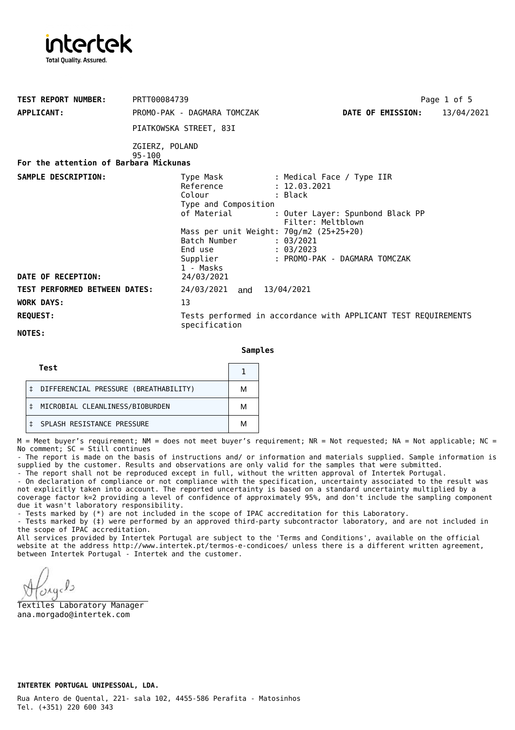intertek

Total Quality. Assured.

**TEST REPORT NUMBER:** PRTT00084739

**APPLICANT:** PROMO-PAK - DAGMARA TOMCZAK

**DATE OF EMISSION:** 13/04/2021

PIATKOWSKA STREET, 83I

ZGIERZ, POLAND
95-100

**For the attention of Barbara Mickunas**

**SAMPLE DESCRIPTION:**

Type Mask : Medical Face / Type IIR
Reference : 12.03.2021
Colour : Black
Type and Composition of Material : Outer Layer: Spunbond Black PP
Filter: Meltblown
Mass per unit Weight: 70g/m2 (25+25+20)
Batch Number : 03/2021
End use : 03/2023
Supplier : PROMO-PAK - DAGMARA TOMCZAK
1 - Masks

**DATE OF RECEPTION:** 24/03/2021

**TEST PERFORMED BETWEEN DATES:** 24/03/2021 and 13/04/2021

**WORK DAYS:** 13

**REQUEST:** Tests performed in accordance with APPLICANT TEST REQUIREMENTS specification

**NOTES:**

**Samples**

| Test | 1 |
|---|---|
| ‡ DIFFERENCIAL PRESSURE (BREATHABILITY) | M |
| ‡ MICROBIAL CLEANLINESS/BIOBURDEN | M |
| ‡ SPLASH RESISTANCE PRESSURE | M |

M = Meet buyer's requirement; NM = does not meet buyer's requirement; NR = Not requested; NA = Not applicable; NC = No comment; SC = Still continues

- The report is made on the basis of instructions and/ or information and materials supplied. Sample information is supplied by the customer. Results and observations are only valid for the samples that were submitted.
- The report shall not be reproduced except in full, without the written approval of Intertek Portugal.
- On declaration of compliance or not compliance with the specification, uncertainty associated to the result was not explicitly taken into account. The reported uncertainty is based on a standard uncertainty multiplied by a coverage factor k=2 providing a level of confidence of approximately 95%, and don't include the sampling component due it wasn't laboratory responsibility.
- Tests marked by (*) are not included in the scope of IPAC accreditation for this Laboratory.
- Tests marked by (‡) were performed by an approved third-party subcontractor laboratory, and are not included in the scope of IPAC accreditation.

All services provided by Intertek Portugal are subject to the 'Terms and Conditions', available on the official website at the address http://www.intertek.pt/termos-e-condicoes/ unless there is a different written agreement, between Intertek Portugal - Intertek and the customer.

Textiles Laboratory Manager
ana.morgado@intertek.com

**INTERTEK PORTUGAL UNIPESSOAL, LDA.**

Rua Antero de Quental, 221- sala 102, 4455-586 Perafita - Matosinhos
Tel. (+351) 220 600 343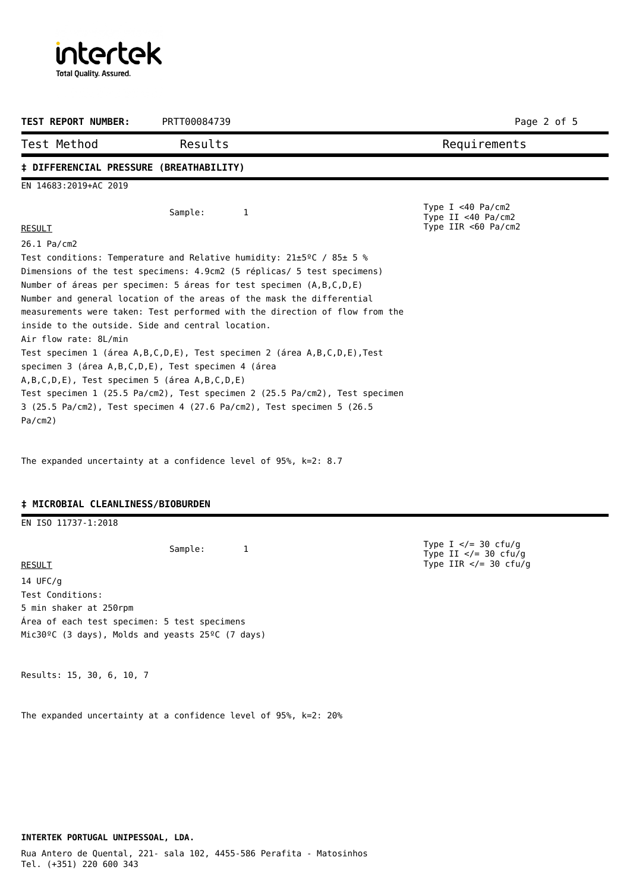**TEST REPORT NUMBER:** PRTT00084739

| Test Method | Results | Requirements |
|---|---|---|

## ‡ DIFFERENCIAL PRESSURE (BREATHABILITY)

EN 14683:2019+AC 2019

Sample: 1

Type I <40 Pa/cm2
Type II <40 Pa/cm2
Type IIR <60 Pa/cm2

RESULT

26.1 Pa/cm2

Test conditions: Temperature and Relative humidity: 21±5ºC / 85± 5 %
Dimensions of the test specimens: 4.9cm2 (5 réplicas/ 5 test specimens)
Number of áreas per specimen: 5 áreas for test specimen (A,B,C,D,E)
Number and general location of the areas of the mask the differential measurements were taken: Test performed with the direction of flow from the inside to the outside. Side and central location.
Air flow rate: 8L/min
Test specimen 1 (área A,B,C,D,E), Test specimen 2 (área A,B,C,D,E),Test specimen 3 (área A,B,C,D,E), Test specimen 4 (área A,B,C,D,E), Test specimen 5 (área A,B,C,D,E)
Test specimen 1 (25.5 Pa/cm2), Test specimen 2 (25.5 Pa/cm2), Test specimen 3 (25.5 Pa/cm2), Test specimen 4 (27.6 Pa/cm2), Test specimen 5 (26.5 Pa/cm2)

The expanded uncertainty at a confidence level of 95%, k=2: 8.7

## ‡ MICROBIAL CLEANLINESS/BIOBURDEN

EN ISO 11737-1:2018

Sample: 1

Type I </= 30 cfu/g
Type II </= 30 cfu/g
Type IIR </= 30 cfu/g

RESULT

14 UFC/g
Test Conditions:
5 min shaker at 250rpm
Área of each test specimen: 5 test specimens
Mic30ºC (3 days), Molds and yeasts 25ºC (7 days)

Results: 15, 30, 6, 10, 7

The expanded uncertainty at a confidence level of 95%, k=2: 20%

**INTERTEK PORTUGAL UNIPESSOAL, LDA.**

Rua Antero de Quental, 221- sala 102, 4455-586 Perafita - Matosinhos
Tel. (+351) 220 600 343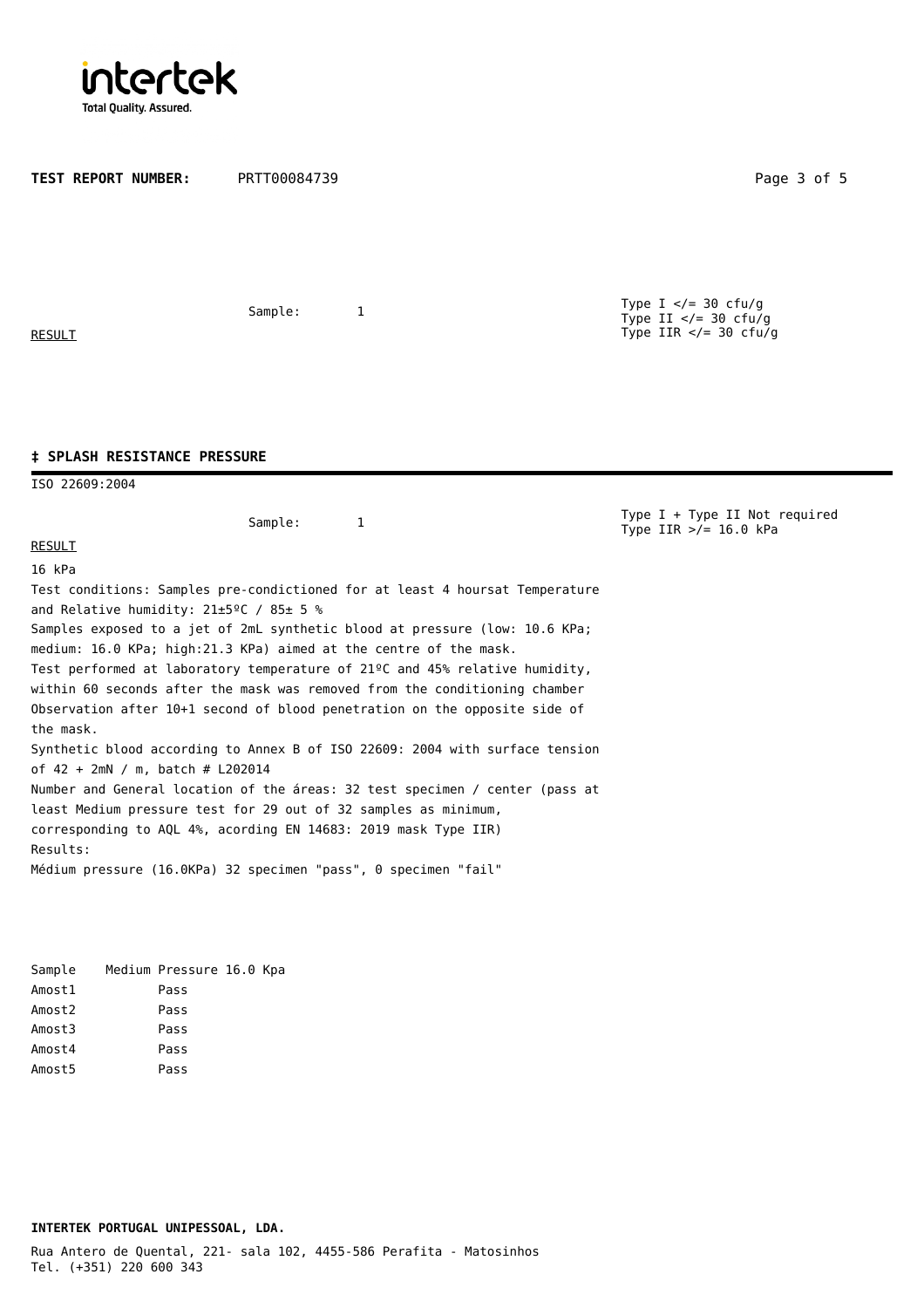**TEST REPORT NUMBER:** PRTT00084739

Sample: 1

RESULT

Type I </= 30 cfu/g
Type II </= 30 cfu/g
Type IIR </= 30 cfu/g

## ‡ SPLASH RESISTANCE PRESSURE

ISO 22609:2004

Sample: 1

Type I + Type II Not required
Type IIR >/= 16.0 kPa

RESULT

16 kPa

Test conditions: Samples pre-condictioned for at least 4 hoursat Temperature and Relative humidity: 21±5ºC / 85± 5 %

Samples exposed to a jet of 2mL synthetic blood at pressure (low: 10.6 KPa; medium: 16.0 KPa; high:21.3 KPa) aimed at the centre of the mask.

Test performed at laboratory temperature of 21ºC and 45% relative humidity, within 60 seconds after the mask was removed from the conditioning chamber

Observation after 10+1 second of blood penetration on the opposite side of the mask.

Synthetic blood according to Annex B of ISO 22609: 2004 with surface tension of 42 + 2mN / m, batch # L202014

Number and General location of the áreas: 32 test specimen / center (pass at least Medium pressure test for 29 out of 32 samples as minimum, corresponding to AQL 4%, acording EN 14683: 2019 mask Type IIR)

Results:

Médium pressure (16.0KPa) 32 specimen "pass", 0 specimen "fail"

| Sample | Medium Pressure 16.0 Kpa |
|---|---|
| Amost1 | Pass |
| Amost2 | Pass |
| Amost3 | Pass |
| Amost4 | Pass |
| Amost5 | Pass |

**INTERTEK PORTUGAL UNIPESSOAL, LDA.**

Rua Antero de Quental, 221- sala 102, 4455-586 Perafita - Matosinhos
Tel. (+351) 220 600 343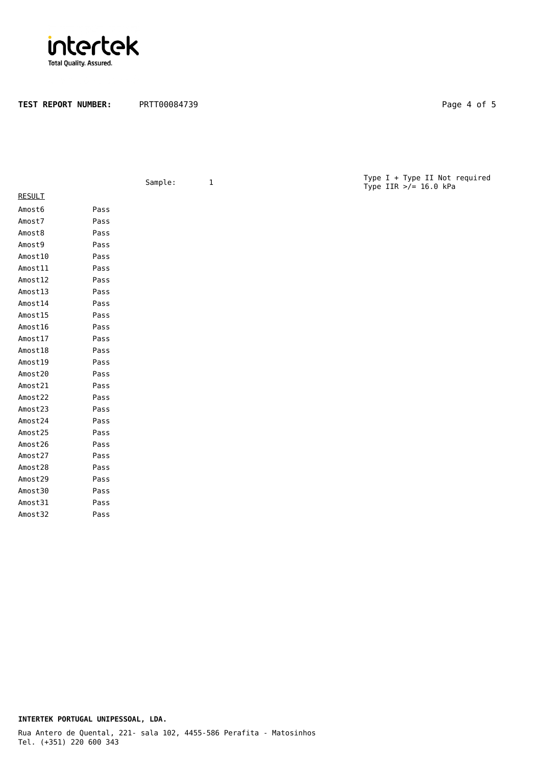**TEST REPORT NUMBER:** PRTT00084739

Sample: 1

Type I + Type II Not required
Type IIR >/= 16.0 kPa

<u>RESULT</u>

| | |
|---|---|
| Amost6 | Pass |
| Amost7 | Pass |
| Amost8 | Pass |
| Amost9 | Pass |
| Amost10 | Pass |
| Amost11 | Pass |
| Amost12 | Pass |
| Amost13 | Pass |
| Amost14 | Pass |
| Amost15 | Pass |
| Amost16 | Pass |
| Amost17 | Pass |
| Amost18 | Pass |
| Amost19 | Pass |
| Amost20 | Pass |
| Amost21 | Pass |
| Amost22 | Pass |
| Amost23 | Pass |
| Amost24 | Pass |
| Amost25 | Pass |
| Amost26 | Pass |
| Amost27 | Pass |
| Amost28 | Pass |
| Amost29 | Pass |
| Amost30 | Pass |
| Amost31 | Pass |
| Amost32 | Pass |

**INTERTEK PORTUGAL UNIPESSOAL, LDA.**

Rua Antero de Quental, 221- sala 102, 4455-586 Perafita - Matosinhos
Tel. (+351) 220 600 343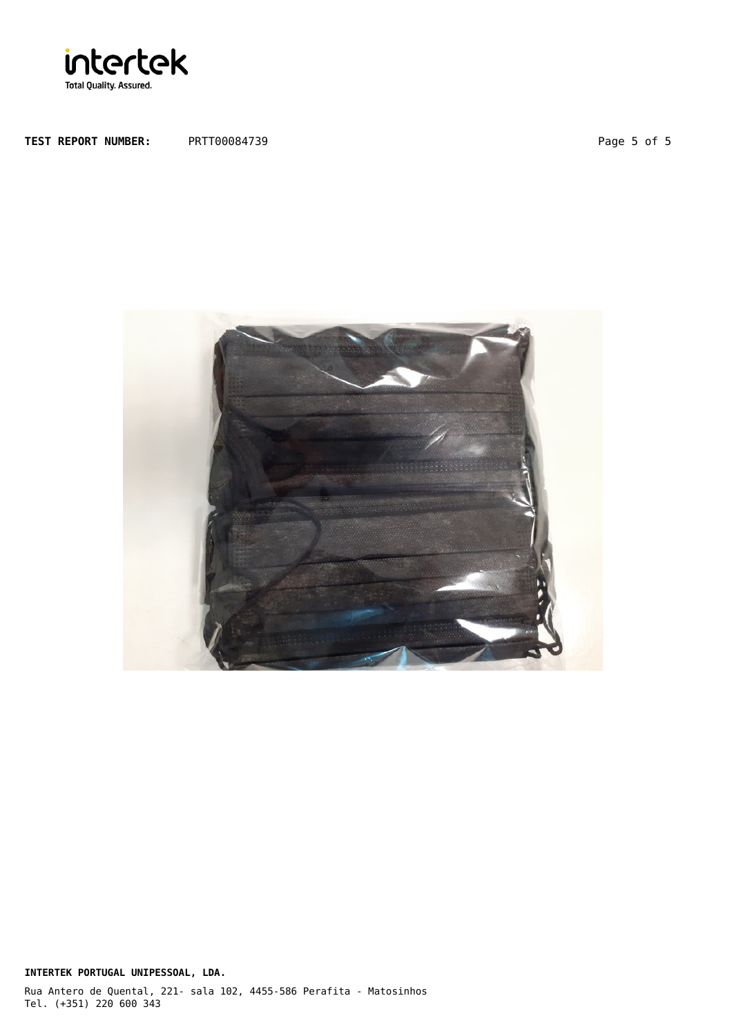**TEST REPORT NUMBER:** PRTT00084739

**INTERTEK PORTUGAL UNIPESSOAL, LDA.**

Rua Antero de Quental, 221- sala 102, 4455-586 Perafita - Matosinhos
Tel. (+351) 220 600 343